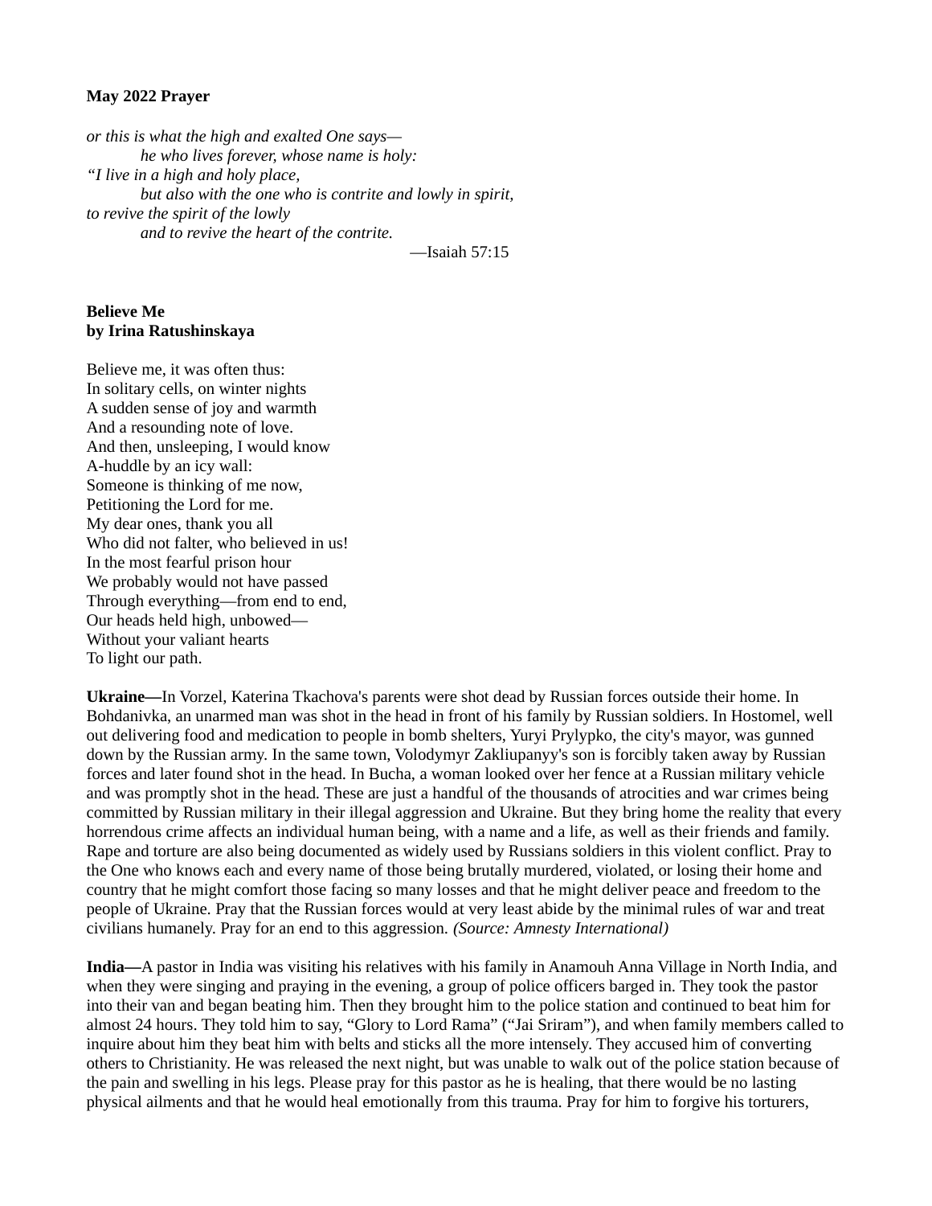**May 2022 Prayer**

*or this is what the high and exalted One says—*
*he who lives forever, whose name is holy:*
*"I live in a high and holy place,*
*but also with the one who is contrite and lowly in spirit,*
*to revive the spirit of the lowly*
*and to revive the heart of the contrite.*

—Isaiah 57:15

**Believe Me**
**by Irina Ratushinskaya**

Believe me, it was often thus:
In solitary cells, on winter nights
A sudden sense of joy and warmth
And a resounding note of love.
And then, unsleeping, I would know
A-huddle by an icy wall:
Someone is thinking of me now,
Petitioning the Lord for me.
My dear ones, thank you all
Who did not falter, who believed in us!
In the most fearful prison hour
We probably would not have passed
Through everything—from end to end,
Our heads held high, unbowed—
Without your valiant hearts
To light our path.

**Ukraine—**In Vorzel, Katerina Tkachova's parents were shot dead by Russian forces outside their home. In Bohdanivka, an unarmed man was shot in the head in front of his family by Russian soldiers. In Hostomel, well out delivering food and medication to people in bomb shelters, Yuryi Prylypko, the city's mayor, was gunned down by the Russian army. In the same town, Volodymyr Zakliupanyy's son is forcibly taken away by Russian forces and later found shot in the head. In Bucha, a woman looked over her fence at a Russian military vehicle and was promptly shot in the head. These are just a handful of the thousands of atrocities and war crimes being committed by Russian military in their illegal aggression and Ukraine. But they bring home the reality that every horrendous crime affects an individual human being, with a name and a life, as well as their friends and family. Rape and torture are also being documented as widely used by Russians soldiers in this violent conflict. Pray to the One who knows each and every name of those being brutally murdered, violated, or losing their home and country that he might comfort those facing so many losses and that he might deliver peace and freedom to the people of Ukraine. Pray that the Russian forces would at very least abide by the minimal rules of war and treat civilians humanely. Pray for an end to this aggression. *(Source: Amnesty International)*

**India—**A pastor in India was visiting his relatives with his family in Anamouh Anna Village in North India, and when they were singing and praying in the evening, a group of police officers barged in. They took the pastor into their van and began beating him. Then they brought him to the police station and continued to beat him for almost 24 hours. They told him to say, "Glory to Lord Rama" ("Jai Sriram"), and when family members called to inquire about him they beat him with belts and sticks all the more intensely. They accused him of converting others to Christianity. He was released the next night, but was unable to walk out of the police station because of the pain and swelling in his legs. Please pray for this pastor as he is healing, that there would be no lasting physical ailments and that he would heal emotionally from this trauma. Pray for him to forgive his torturers,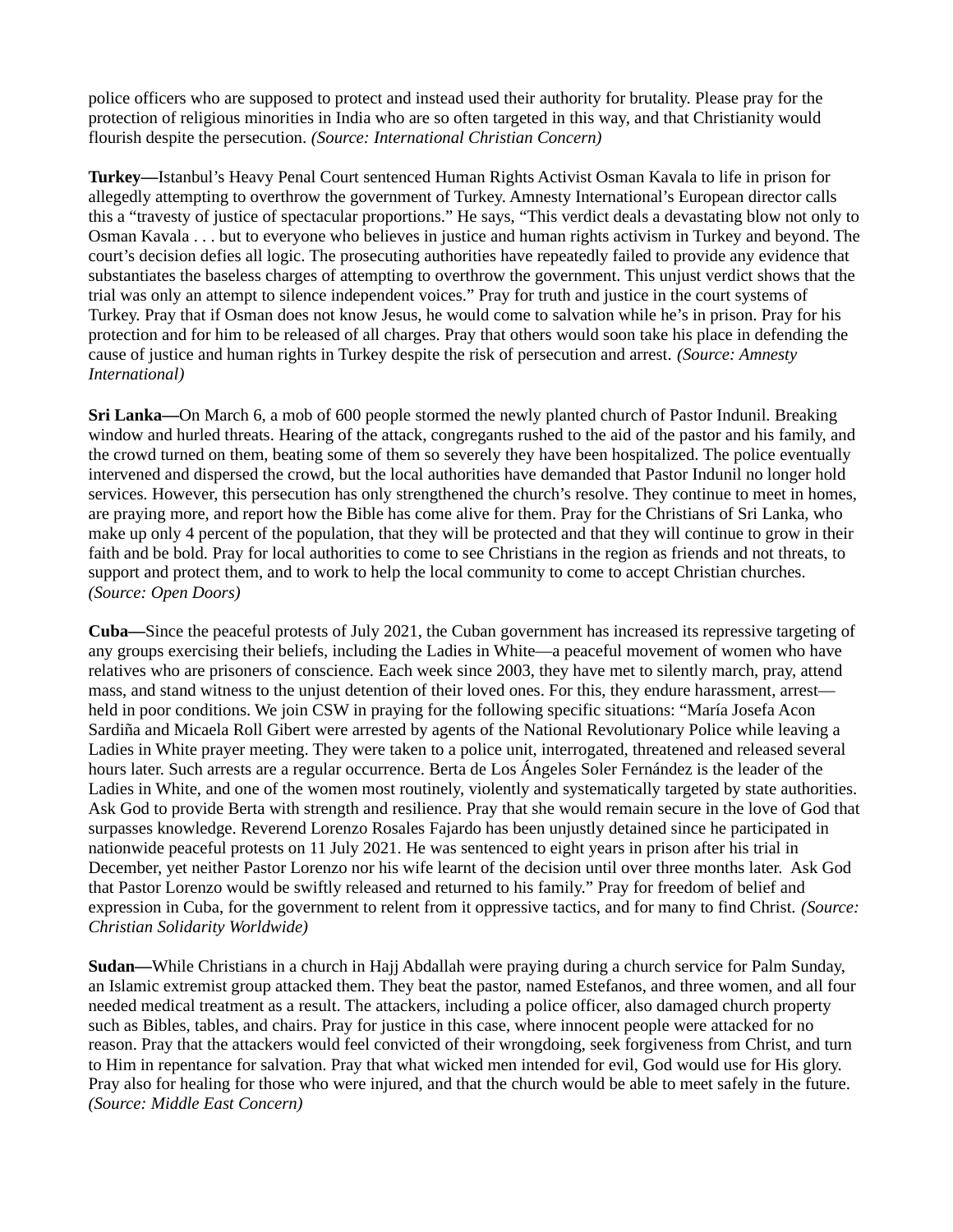police officers who are supposed to protect and instead used their authority for brutality. Please pray for the protection of religious minorities in India who are so often targeted in this way, and that Christianity would flourish despite the persecution. *(Source: International Christian Concern)*

**Turkey—**Istanbul's Heavy Penal Court sentenced Human Rights Activist Osman Kavala to life in prison for allegedly attempting to overthrow the government of Turkey. Amnesty International's European director calls this a "travesty of justice of spectacular proportions." He says, "This verdict deals a devastating blow not only to Osman Kavala . . . but to everyone who believes in justice and human rights activism in Turkey and beyond. The court's decision defies all logic. The prosecuting authorities have repeatedly failed to provide any evidence that substantiates the baseless charges of attempting to overthrow the government. This unjust verdict shows that the trial was only an attempt to silence independent voices." Pray for truth and justice in the court systems of Turkey. Pray that if Osman does not know Jesus, he would come to salvation while he's in prison. Pray for his protection and for him to be released of all charges. Pray that others would soon take his place in defending the cause of justice and human rights in Turkey despite the risk of persecution and arrest. *(Source: Amnesty International)*

**Sri Lanka—**On March 6, a mob of 600 people stormed the newly planted church of Pastor Indunil. Breaking window and hurled threats. Hearing of the attack, congregants rushed to the aid of the pastor and his family, and the crowd turned on them, beating some of them so severely they have been hospitalized. The police eventually intervened and dispersed the crowd, but the local authorities have demanded that Pastor Indunil no longer hold services. However, this persecution has only strengthened the church's resolve. They continue to meet in homes, are praying more, and report how the Bible has come alive for them. Pray for the Christians of Sri Lanka, who make up only 4 percent of the population, that they will be protected and that they will continue to grow in their faith and be bold. Pray for local authorities to come to see Christians in the region as friends and not threats, to support and protect them, and to work to help the local community to come to accept Christian churches. *(Source: Open Doors)*

**Cuba—**Since the peaceful protests of July 2021, the Cuban government has increased its repressive targeting of any groups exercising their beliefs, including the Ladies in White—a peaceful movement of women who have relatives who are prisoners of conscience. Each week since 2003, they have met to silently march, pray, attend mass, and stand witness to the unjust detention of their loved ones. For this, they endure harassment, arrest—held in poor conditions. We join CSW in praying for the following specific situations: "María Josefa Acon Sardiña and Micaela Roll Gibert were arrested by agents of the National Revolutionary Police while leaving a Ladies in White prayer meeting. They were taken to a police unit, interrogated, threatened and released several hours later. Such arrests are a regular occurrence. Berta de Los Ángeles Soler Fernández is the leader of the Ladies in White, and one of the women most routinely, violently and systematically targeted by state authorities. Ask God to provide Berta with strength and resilience. Pray that she would remain secure in the love of God that surpasses knowledge. Reverend Lorenzo Rosales Fajardo has been unjustly detained since he participated in nationwide peaceful protests on 11 July 2021. He was sentenced to eight years in prison after his trial in December, yet neither Pastor Lorenzo nor his wife learnt of the decision until over three months later. Ask God that Pastor Lorenzo would be swiftly released and returned to his family." Pray for freedom of belief and expression in Cuba, for the government to relent from it oppressive tactics, and for many to find Christ. *(Source: Christian Solidarity Worldwide)*

**Sudan—**While Christians in a church in Hajj Abdallah were praying during a church service for Palm Sunday, an Islamic extremist group attacked them. They beat the pastor, named Estefanos, and three women, and all four needed medical treatment as a result. The attackers, including a police officer, also damaged church property such as Bibles, tables, and chairs. Pray for justice in this case, where innocent people were attacked for no reason. Pray that the attackers would feel convicted of their wrongdoing, seek forgiveness from Christ, and turn to Him in repentance for salvation. Pray that what wicked men intended for evil, God would use for His glory. Pray also for healing for those who were injured, and that the church would be able to meet safely in the future. *(Source: Middle East Concern)*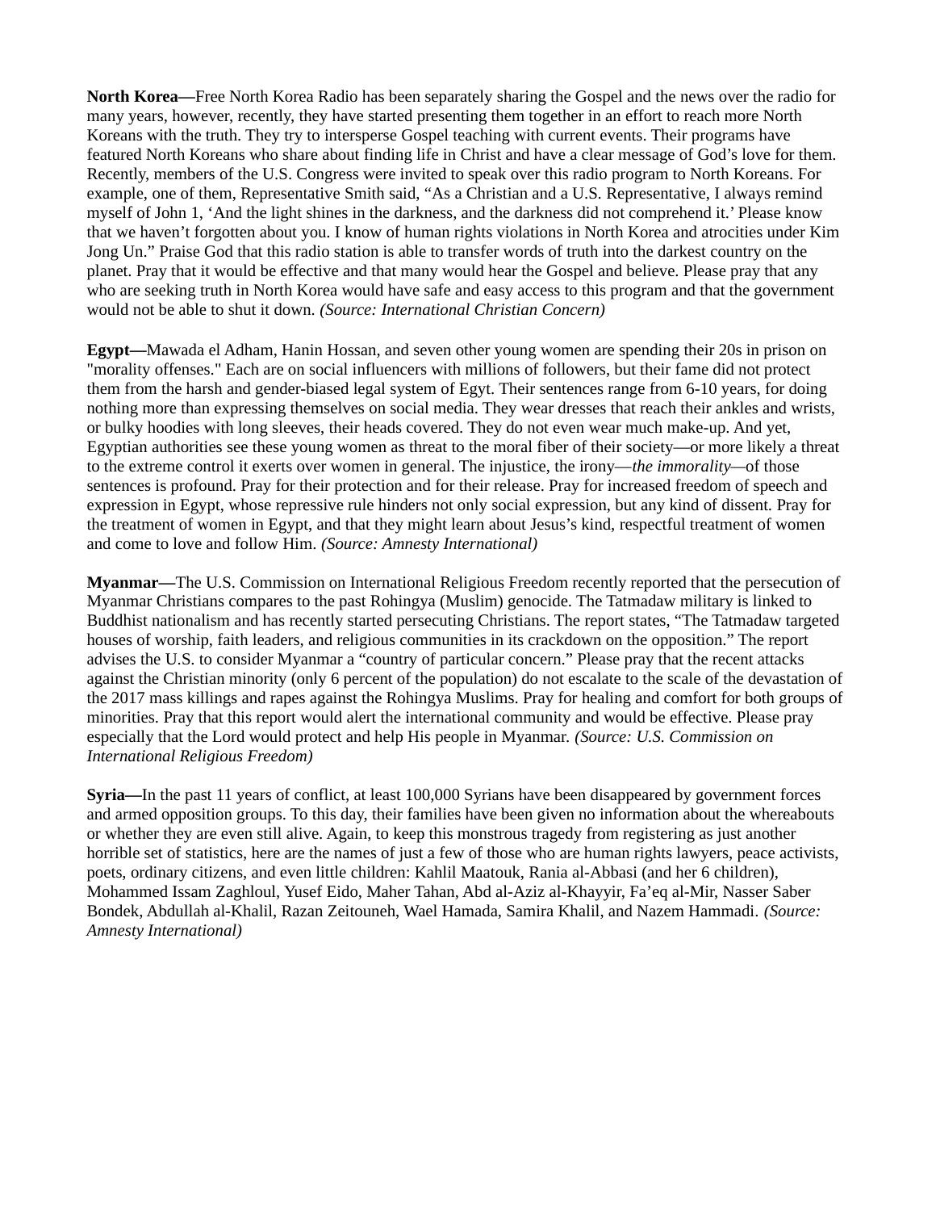**North Korea—**Free North Korea Radio has been separately sharing the Gospel and the news over the radio for many years, however, recently, they have started presenting them together in an effort to reach more North Koreans with the truth. They try to intersperse Gospel teaching with current events. Their programs have featured North Koreans who share about finding life in Christ and have a clear message of God's love for them. Recently, members of the U.S. Congress were invited to speak over this radio program to North Koreans. For example, one of them, Representative Smith said, "As a Christian and a U.S. Representative, I always remind myself of John 1, 'And the light shines in the darkness, and the darkness did not comprehend it.' Please know that we haven't forgotten about you. I know of human rights violations in North Korea and atrocities under Kim Jong Un." Praise God that this radio station is able to transfer words of truth into the darkest country on the planet. Pray that it would be effective and that many would hear the Gospel and believe. Please pray that any who are seeking truth in North Korea would have safe and easy access to this program and that the government would not be able to shut it down. *(Source: International Christian Concern)*

**Egypt—**Mawada el Adham, Hanin Hossan, and seven other young women are spending their 20s in prison on "morality offenses." Each are on social influencers with millions of followers, but their fame did not protect them from the harsh and gender-biased legal system of Egypt. Their sentences range from 6-10 years, for doing nothing more than expressing themselves on social media. They wear dresses that reach their ankles and wrists, or bulky hoodies with long sleeves, their heads covered. They do not even wear much make-up. And yet, Egyptian authorities see these young women as threat to the moral fiber of their society—or more likely a threat to the extreme control it exerts over women in general. The injustice, the irony—*the immorality*—of those sentences is profound. Pray for their protection and for their release. Pray for increased freedom of speech and expression in Egypt, whose repressive rule hinders not only social expression, but any kind of dissent. Pray for the treatment of women in Egypt, and that they might learn about Jesus's kind, respectful treatment of women and come to love and follow Him. *(Source: Amnesty International)*

**Myanmar—**The U.S. Commission on International Religious Freedom recently reported that the persecution of Myanmar Christians compares to the past Rohingya (Muslim) genocide. The Tatmadaw military is linked to Buddhist nationalism and has recently started persecuting Christians. The report states, "The Tatmadaw targeted houses of worship, faith leaders, and religious communities in its crackdown on the opposition." The report advises the U.S. to consider Myanmar a "country of particular concern." Please pray that the recent attacks against the Christian minority (only 6 percent of the population) do not escalate to the scale of the devastation of the 2017 mass killings and rapes against the Rohingya Muslims. Pray for healing and comfort for both groups of minorities. Pray that this report would alert the international community and would be effective. Please pray especially that the Lord would protect and help His people in Myanmar. *(Source: U.S. Commission on International Religious Freedom)*

**Syria—**In the past 11 years of conflict, at least 100,000 Syrians have been disappeared by government forces and armed opposition groups. To this day, their families have been given no information about the whereabouts or whether they are even still alive. Again, to keep this monstrous tragedy from registering as just another horrible set of statistics, here are the names of just a few of those who are human rights lawyers, peace activists, poets, ordinary citizens, and even little children: Kahlil Maatouk, Rania al-Abbasi (and her 6 children), Mohammed Issam Zaghloul, Yusef Eido, Maher Tahan, Abd al-Aziz al-Khayyir, Fa'eq al-Mir, Nasser Saber Bondek, Abdullah al-Khalil, Razan Zeitouneh, Wael Hamada, Samira Khalil, and Nazem Hammadi. *(Source: Amnesty International)*